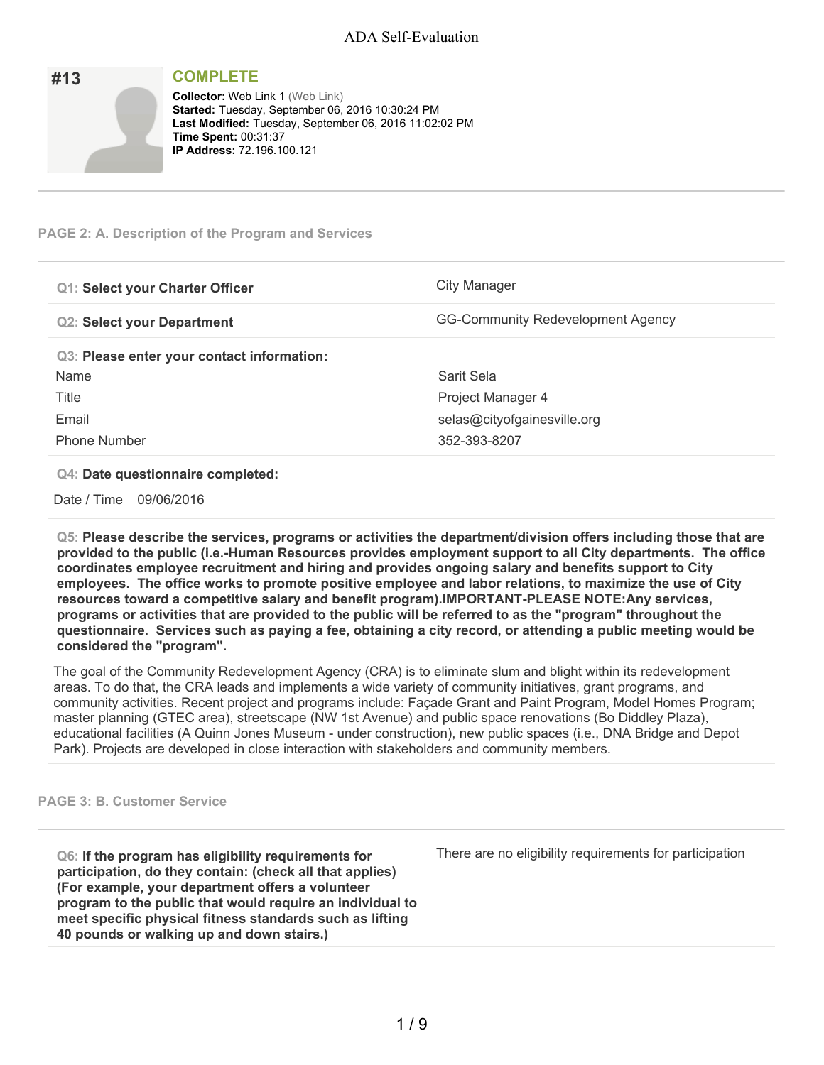# #13

## COMPLETE

**Collector:** Web Link 1 (Web Link)
**Started:** Tuesday, September 06, 2016 10:30:24 PM
**Last Modified:** Tuesday, September 06, 2016 11:02:02 PM
**Time Spent:** 00:31:37
**IP Address:** 72.196.100.121

### PAGE 2: A. Description of the Program and Services

| | |
|---|---|
| **Q1: Select your Charter Officer** | City Manager |
| **Q2: Select your Department** | GG-Community Redevelopment Agency |

**Q3: Please enter your contact information:**

| | |
|---|---|
| Name | Sarit Sela |
| Title | Project Manager 4 |
| Email | selas@cityofgainesville.org |
| Phone Number | 352-393-8207 |

**Q4: Date questionnaire completed:**

Date / Time 09/06/2016

**Q5: Please describe the services, programs or activities the department/division offers including those that are provided to the public (i.e.-Human Resources provides employment support to all City departments. The office coordinates employee recruitment and hiring and provides ongoing salary and benefits support to City employees. The office works to promote positive employee and labor relations, to maximize the use of City resources toward a competitive salary and benefit program).IMPORTANT-PLEASE NOTE:Any services, programs or activities that are provided to the public will be referred to as the "program" throughout the questionnaire. Services such as paying a fee, obtaining a city record, or attending a public meeting would be considered the "program".**

The goal of the Community Redevelopment Agency (CRA) is to eliminate slum and blight within its redevelopment areas. To do that, the CRA leads and implements a wide variety of community initiatives, grant programs, and community activities. Recent project and programs include: Façade Grant and Paint Program, Model Homes Program; master planning (GTEC area), streetscape (NW 1st Avenue) and public space renovations (Bo Diddley Plaza), educational facilities (A Quinn Jones Museum - under construction), new public spaces (i.e., DNA Bridge and Depot Park). Projects are developed in close interaction with stakeholders and community members.

### PAGE 3: B. Customer Service

| | |
|---|---|
| **Q6: If the program has eligibility requirements for participation, do they contain: (check all that applies) (For example, your department offers a volunteer program to the public that would require an individual to meet specific physical fitness standards such as lifting 40 pounds or walking up and down stairs.)** | There are no eligibility requirements for participation |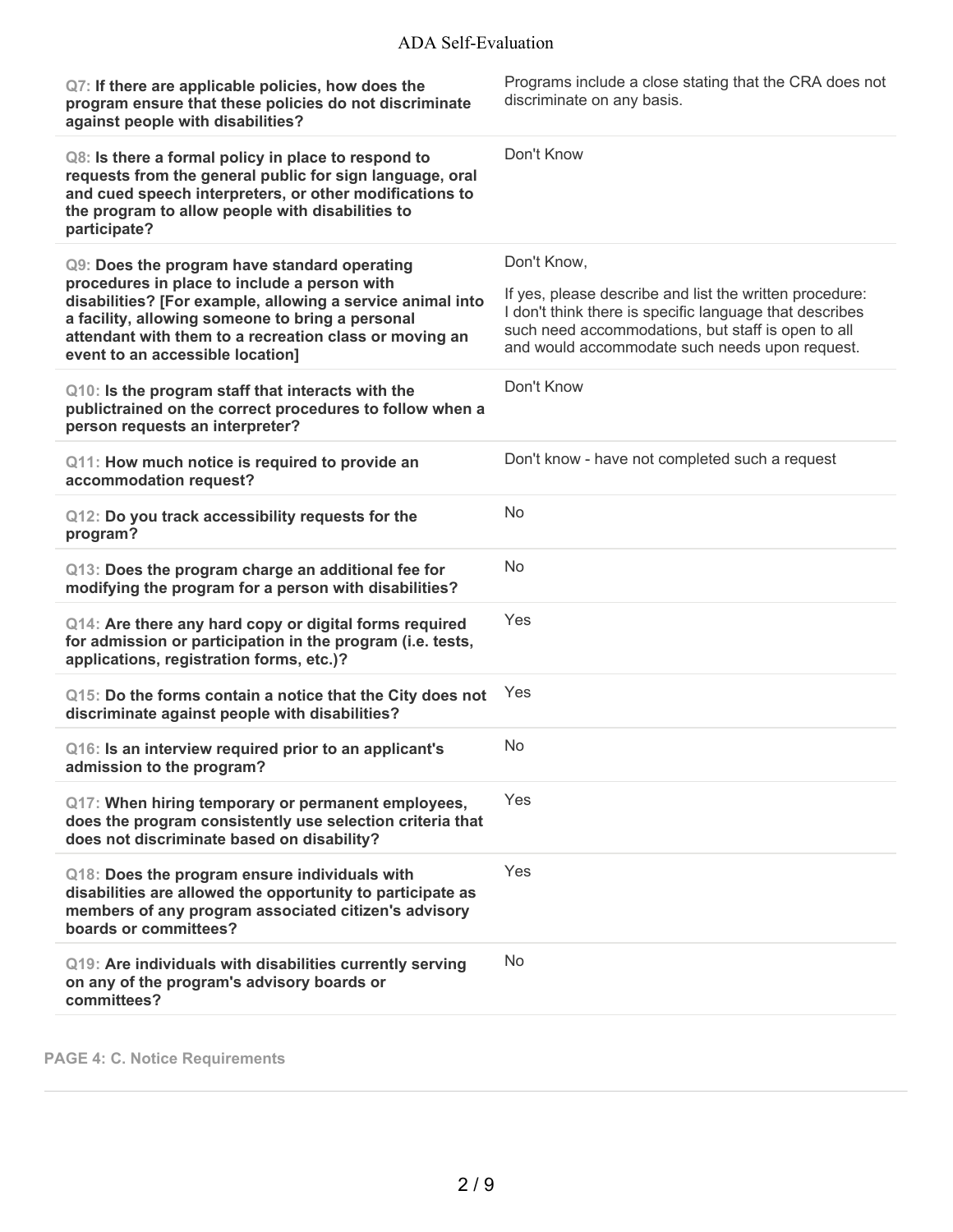| Question | Response |
| --- | --- |
| **Q7: If there are applicable policies, how does the program ensure that these policies do not discriminate against people with disabilities?** | Programs include a close stating that the CRA does not discriminate on any basis. |
| **Q8: Is there a formal policy in place to respond to requests from the general public for sign language, oral and cued speech interpreters, or other modifications to the program to allow people with disabilities to participate?** | Don't Know |
| **Q9: Does the program have standard operating procedures in place to include a person with disabilities? [For example, allowing a service animal into a facility, allowing someone to bring a personal attendant with them to a recreation class or moving an event to an accessible location]** | Don't Know,<br><br>If yes, please describe and list the written procedure: I don't think there is specific language that describes such need accommodations, but staff is open to all and would accommodate such needs upon request. |
| **Q10: Is the program staff that interacts with the publictrained on the correct procedures to follow when a person requests an interpreter?** | Don't Know |
| **Q11: How much notice is required to provide an accommodation request?** | Don't know - have not completed such a request |
| **Q12: Do you track accessibility requests for the program?** | No |
| **Q13: Does the program charge an additional fee for modifying the program for a person with disabilities?** | No |
| **Q14: Are there any hard copy or digital forms required for admission or participation in the program (i.e. tests, applications, registration forms, etc.)?** | Yes |
| **Q15: Do the forms contain a notice that the City does not discriminate against people with disabilities?** | Yes |
| **Q16: Is an interview required prior to an applicant's admission to the program?** | No |
| **Q17: When hiring temporary or permanent employees, does the program consistently use selection criteria that does not discriminate based on disability?** | Yes |
| **Q18: Does the program ensure individuals with disabilities are allowed the opportunity to participate as members of any program associated citizen's advisory boards or committees?** | Yes |
| **Q19: Are individuals with disabilities currently serving on any of the program's advisory boards or committees?** | No |

## PAGE 4: C. Notice Requirements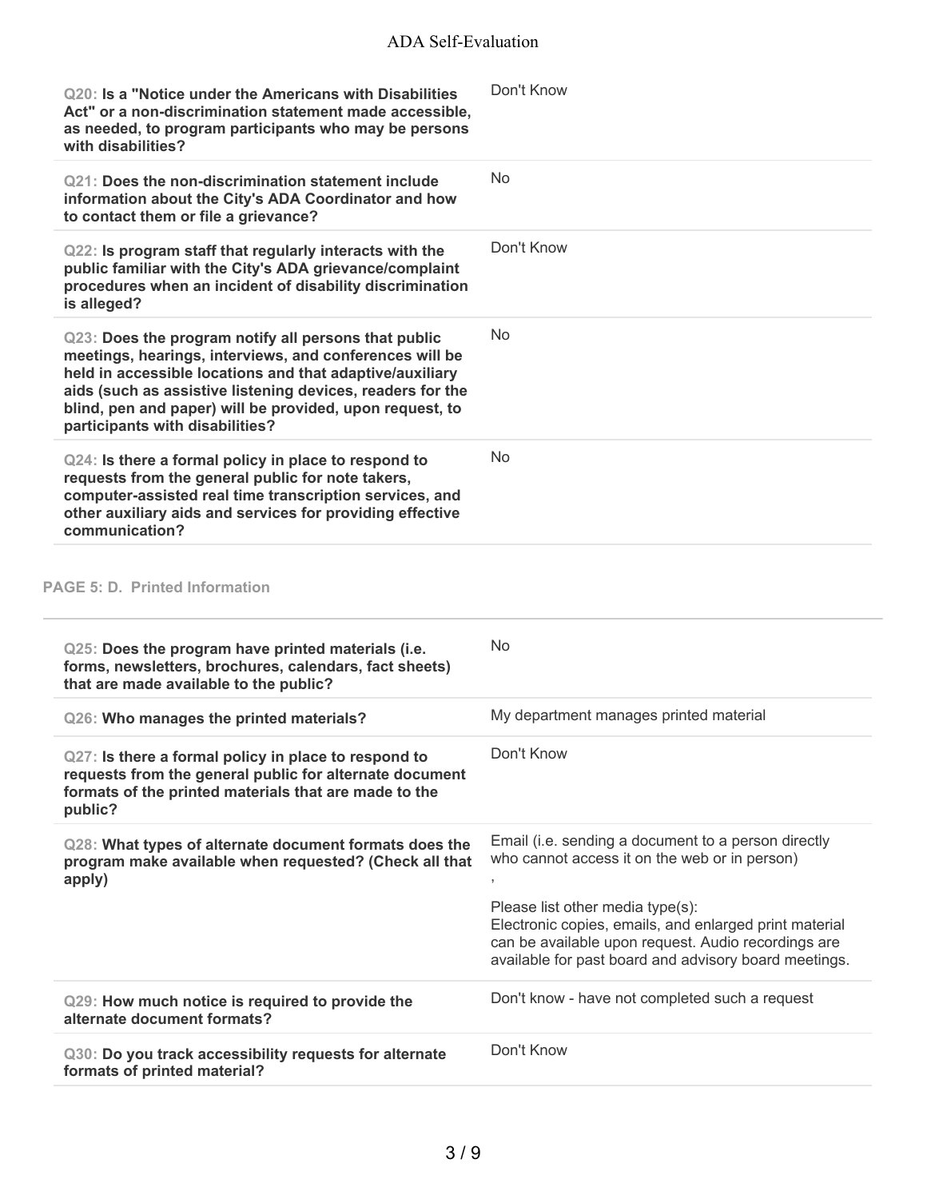| Question | Response |
| --- | --- |
| **Q20: Is a "Notice under the Americans with Disabilities Act" or a non-discrimination statement made accessible, as needed, to program participants who may be persons with disabilities?** | Don't Know |
| **Q21: Does the non-discrimination statement include information about the City's ADA Coordinator and how to contact them or file a grievance?** | No |
| **Q22: Is program staff that regularly interacts with the public familiar with the City's ADA grievance/complaint procedures when an incident of disability discrimination is alleged?** | Don't Know |
| **Q23: Does the program notify all persons that public meetings, hearings, interviews, and conferences will be held in accessible locations and that adaptive/auxiliary aids (such as assistive listening devices, readers for the blind, pen and paper) will be provided, upon request, to participants with disabilities?** | No |
| **Q24: Is there a formal policy in place to respond to requests from the general public for note takers, computer-assisted real time transcription services, and other auxiliary aids and services for providing effective communication?** | No |

## PAGE 5: D. Printed Information

| Question | Response |
| --- | --- |
| **Q25: Does the program have printed materials (i.e. forms, newsletters, brochures, calendars, fact sheets) that are made available to the public?** | No |
| **Q26: Who manages the printed materials?** | My department manages printed material |
| **Q27: Is there a formal policy in place to respond to requests from the general public for alternate document formats of the printed materials that are made to the public?** | Don't Know |
| **Q28: What types of alternate document formats does the program make available when requested? (Check all that apply)** | Email (i.e. sending a document to a person directly who cannot access it on the web or in person) , <br><br> Please list other media type(s): <br> Electronic copies, emails, and enlarged print material can be available upon request. Audio recordings are available for past board and advisory board meetings. |
| **Q29: How much notice is required to provide the alternate document formats?** | Don't know - have not completed such a request |
| **Q30: Do you track accessibility requests for alternate formats of printed material?** | Don't Know |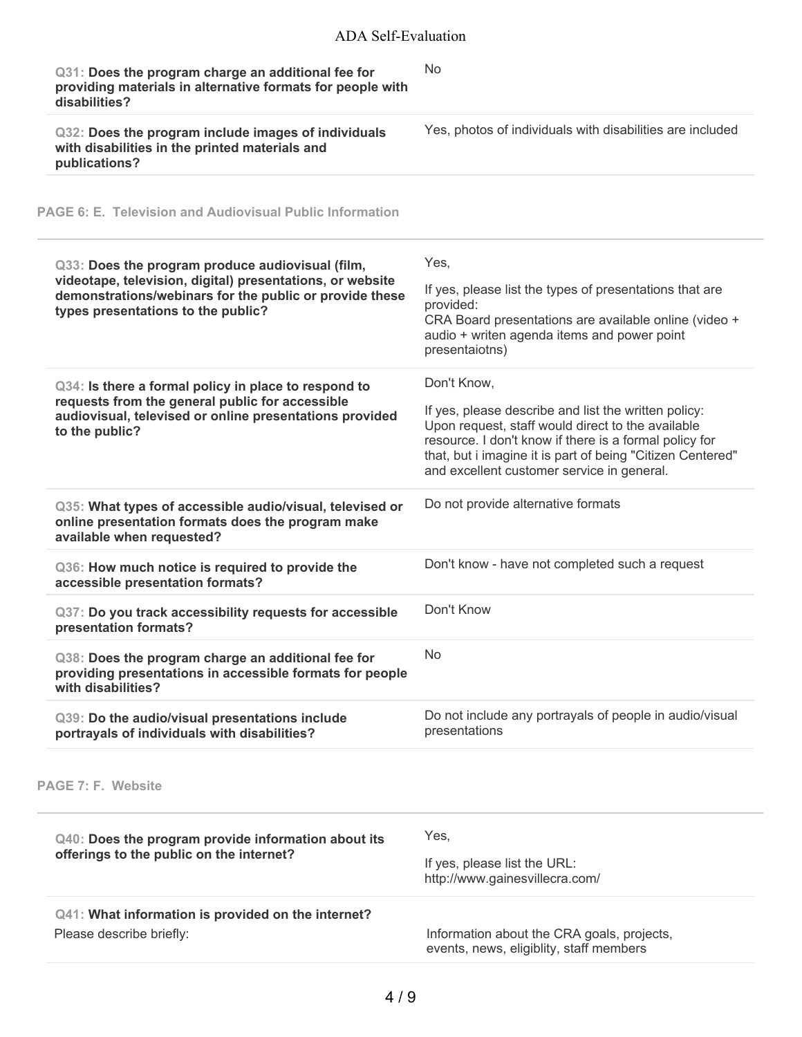| Question | Response |
|---|---|
| **Q31: Does the program charge an additional fee for providing materials in alternative formats for people with disabilities?** | No |
| **Q32: Does the program include images of individuals with disabilities in the printed materials and publications?** | Yes, photos of individuals with disabilities are included |

## PAGE 6: E. Television and Audiovisual Public Information

| Question | Response |
|---|---|
| **Q33: Does the program produce audiovisual (film, videotape, television, digital) presentations, or website demonstrations/webinars for the public or provide these types presentations to the public?** | Yes,<br><br>If yes, please list the types of presentations that are provided:<br>CRA Board presentations are available online (video + audio + writen agenda items and power point presentaiotns) |
| **Q34: Is there a formal policy in place to respond to requests from the general public for accessible audiovisual, televised or online presentations provided to the public?** | Don't Know,<br><br>If yes, please describe and list the written policy:<br>Upon request, staff would direct to the available resource. I don't know if there is a formal policy for that, but i imagine it is part of being "Citizen Centered" and excellent customer service in general. |
| **Q35: What types of accessible audio/visual, televised or online presentation formats does the program make available when requested?** | Do not provide alternative formats |
| **Q36: How much notice is required to provide the accessible presentation formats?** | Don't know - have not completed such a request |
| **Q37: Do you track accessibility requests for accessible presentation formats?** | Don't Know |
| **Q38: Does the program charge an additional fee for providing presentations in accessible formats for people with disabilities?** | No |
| **Q39: Do the audio/visual presentations include portrayals of individuals with disabilities?** | Do not include any portrayals of people in audio/visual presentations |

## PAGE 7: F. Website

| Question | Response |
|---|---|
| **Q40: Does the program provide information about its offerings to the public on the internet?** | Yes,<br><br>If yes, please list the URL:<br>http://www.gainesvillecra.com/ |
| **Q41: What information is provided on the internet?**<br>Please describe briefly: | Information about the CRA goals, projects, events, news, eligiblity, staff members |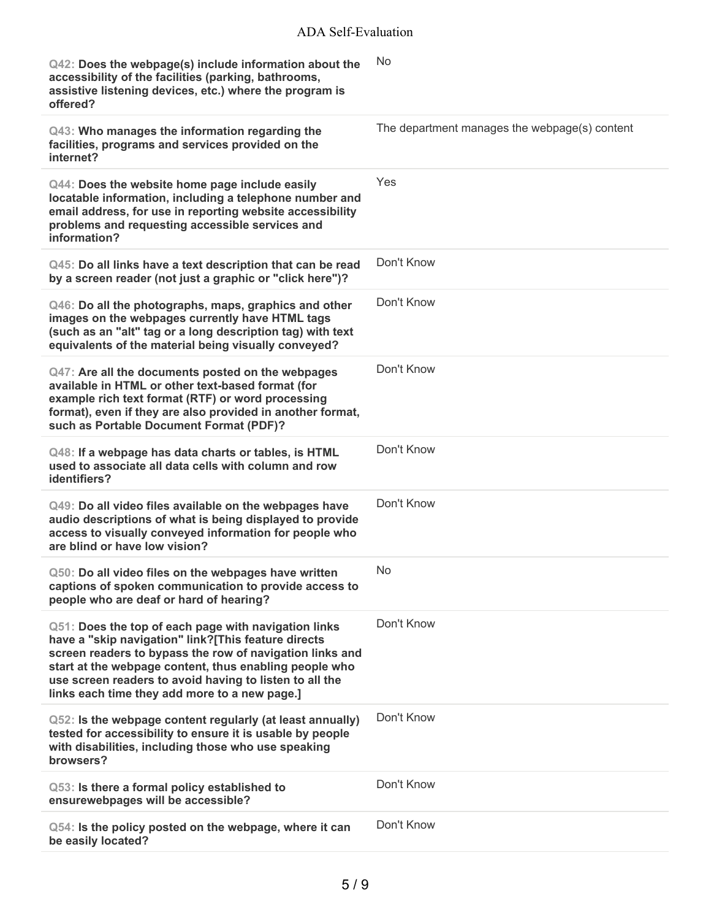| Question | Response |
|---|---|
| **Q42: Does the webpage(s) include information about the accessibility of the facilities (parking, bathrooms, assistive listening devices, etc.) where the program is offered?** | No |
| **Q43: Who manages the information regarding the facilities, programs and services provided on the internet?** | The department manages the webpage(s) content |
| **Q44: Does the website home page include easily locatable information, including a telephone number and email address, for use in reporting website accessibility problems and requesting accessible services and information?** | Yes |
| **Q45: Do all links have a text description that can be read by a screen reader (not just a graphic or "click here")?** | Don't Know |
| **Q46: Do all the photographs, maps, graphics and other images on the webpages currently have HTML tags (such as an "alt" tag or a long description tag) with text equivalents of the material being visually conveyed?** | Don't Know |
| **Q47: Are all the documents posted on the webpages available in HTML or other text-based format (for example rich text format (RTF) or word processing format), even if they are also provided in another format, such as Portable Document Format (PDF)?** | Don't Know |
| **Q48: If a webpage has data charts or tables, is HTML used to associate all data cells with column and row identifiers?** | Don't Know |
| **Q49: Do all video files available on the webpages have audio descriptions of what is being displayed to provide access to visually conveyed information for people who are blind or have low vision?** | Don't Know |
| **Q50: Do all video files on the webpages have written captions of spoken communication to provide access to people who are deaf or hard of hearing?** | No |
| **Q51: Does the top of each page with navigation links have a "skip navigation" link?[This feature directs screen readers to bypass the row of navigation links and start at the webpage content, thus enabling people who use screen readers to avoid having to listen to all the links each time they add more to a new page.]** | Don't Know |
| **Q52: Is the webpage content regularly (at least annually) tested for accessibility to ensure it is usable by people with disabilities, including those who use speaking browsers?** | Don't Know |
| **Q53: Is there a formal policy established to ensurewebpages will be accessible?** | Don't Know |
| **Q54: Is the policy posted on the webpage, where it can be easily located?** | Don't Know |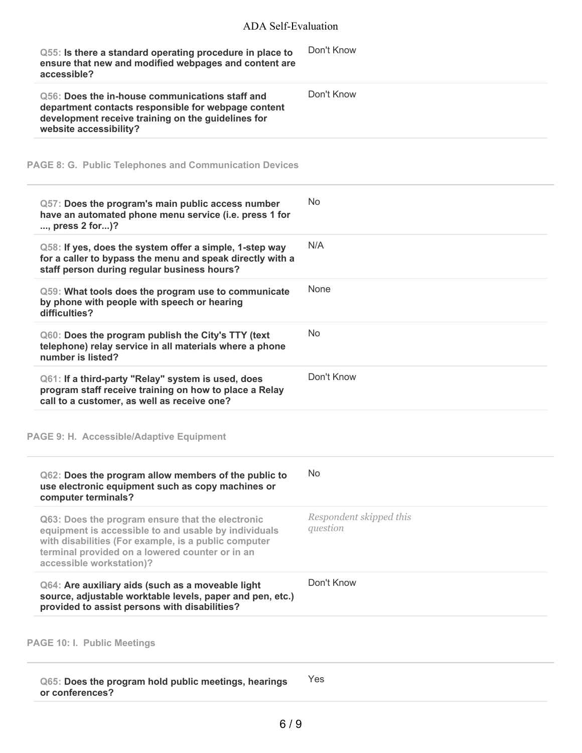**Q55: Is there a standard operating procedure in place to ensure that new and modified webpages and content are accessible?**

Don't Know

**Q56: Does the in-house communications staff and department contacts responsible for webpage content development receive training on the guidelines for website accessibility?**

Don't Know

## PAGE 8: G. Public Telephones and Communication Devices

**Q57: Does the program's main public access number have an automated phone menu service (i.e. press 1 for ..., press 2 for...)?**

No

**Q58: If yes, does the system offer a simple, 1-step way for a caller to bypass the menu and speak directly with a staff person during regular business hours?**

N/A

**Q59: What tools does the program use to communicate by phone with people with speech or hearing difficulties?**

None

**Q60: Does the program publish the City's TTY (text telephone) relay service in all materials where a phone number is listed?**

No

**Q61: If a third-party "Relay" system is used, does program staff receive training on how to place a Relay call to a customer, as well as receive one?**

Don't Know

## PAGE 9: H. Accessible/Adaptive Equipment

**Q62: Does the program allow members of the public to use electronic equipment such as copy machines or computer terminals?**

No

**Q63: Does the program ensure that the electronic equipment is accessible to and usable by individuals with disabilities (For example, is a public computer terminal provided on a lowered counter or in an accessible workstation)?**

*Respondent skipped this question*

**Q64: Are auxiliary aids (such as a moveable light source, adjustable worktable levels, paper and pen, etc.) provided to assist persons with disabilities?**

Don't Know

## PAGE 10: I. Public Meetings

**Q65: Does the program hold public meetings, hearings or conferences?**

Yes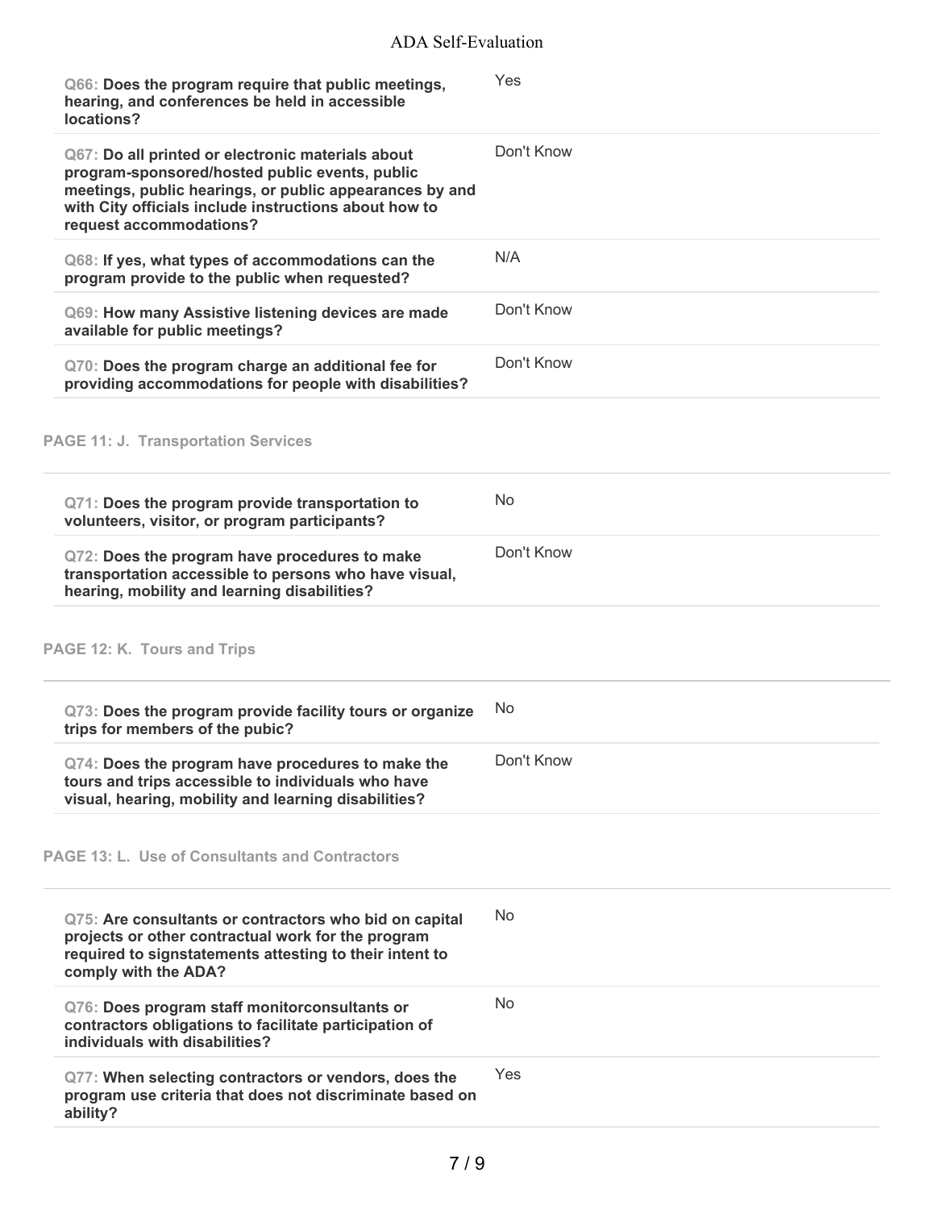| Question | Answer |
|---|---|
| Q66: **Does the program require that public meetings, hearing, and conferences be held in accessible locations?** | Yes |
| Q67: **Do all printed or electronic materials about program-sponsored/hosted public events, public meetings, public hearings, or public appearances by and with City officials include instructions about how to request accommodations?** | Don't Know |
| Q68: **If yes, what types of accommodations can the program provide to the public when requested?** | N/A |
| Q69: **How many Assistive listening devices are made available for public meetings?** | Don't Know |
| Q70: **Does the program charge an additional fee for providing accommodations for people with disabilities?** | Don't Know |

## PAGE 11: J. Transportation Services

| Question | Answer |
|---|---|
| Q71: **Does the program provide transportation to volunteers, visitor, or program participants?** | No |
| Q72: **Does the program have procedures to make transportation accessible to persons who have visual, hearing, mobility and learning disabilities?** | Don't Know |

## PAGE 12: K. Tours and Trips

| Question | Answer |
|---|---|
| Q73: **Does the program provide facility tours or organize trips for members of the pubic?** | No |
| Q74: **Does the program have procedures to make the tours and trips accessible to individuals who have visual, hearing, mobility and learning disabilities?** | Don't Know |

## PAGE 13: L. Use of Consultants and Contractors

| Question | Answer |
|---|---|
| Q75: **Are consultants or contractors who bid on capital projects or other contractual work for the program required to signstatements attesting to their intent to comply with the ADA?** | No |
| Q76: **Does program staff monitorconsultants or contractors obligations to facilitate participation of individuals with disabilities?** | No |
| Q77: **When selecting contractors or vendors, does the program use criteria that does not discriminate based on ability?** | Yes |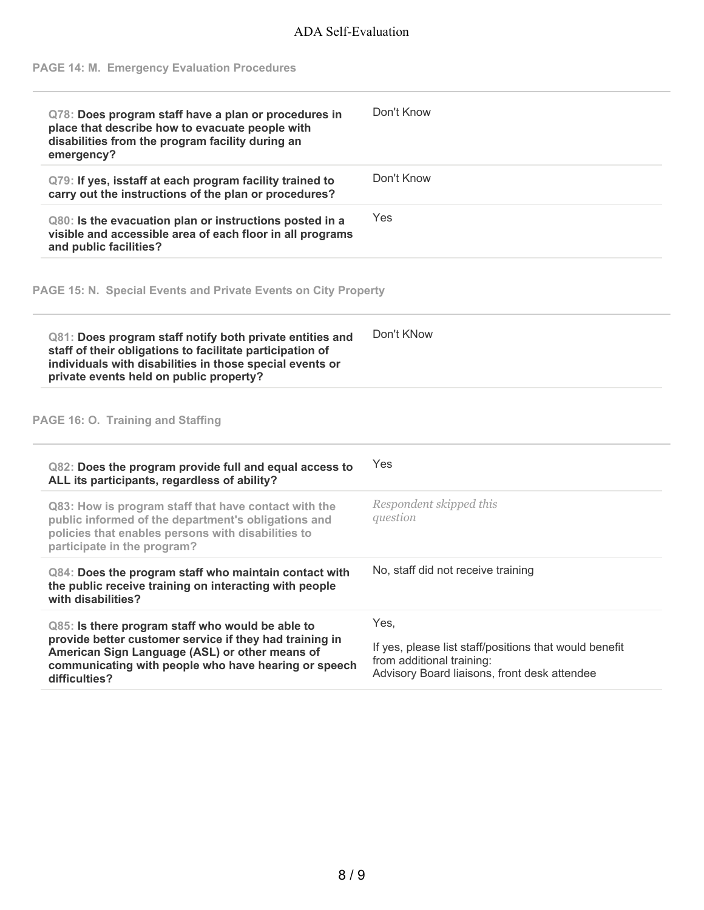## PAGE 14: M. Emergency Evaluation Procedures

| Question | Response |
|---|---|
| Q78: **Does program staff have a plan or procedures in place that describe how to evacuate people with disabilities from the program facility during an emergency?** | Don't Know |
| Q79: **If yes, isstaff at each program facility trained to carry out the instructions of the plan or procedures?** | Don't Know |
| Q80: **Is the evacuation plan or instructions posted in a visible and accessible area of each floor in all programs and public facilities?** | Yes |

## PAGE 15: N. Special Events and Private Events on City Property

| Question | Response |
|---|---|
| Q81: **Does program staff notify both private entities and staff of their obligations to facilitate participation of individuals with disabilities in those special events or private events held on public property?** | Don't KNow |

## PAGE 16: O. Training and Staffing

| Question | Response |
|---|---|
| Q82: **Does the program provide full and equal access to ALL its participants, regardless of ability?** | Yes |
| Q83: How is program staff that have contact with the public informed of the department's obligations and policies that enables persons with disabilities to participate in the program? | *Respondent skipped this question* |
| Q84: **Does the program staff who maintain contact with the public receive training on interacting with people with disabilities?** | No, staff did not receive training |
| Q85: **Is there program staff who would be able to provide better customer service if they had training in American Sign Language (ASL) or other means of communicating with people who have hearing or speech difficulties?** | Yes,<br><br>If yes, please list staff/positions that would benefit from additional training:<br>Advisory Board liaisons, front desk attendee |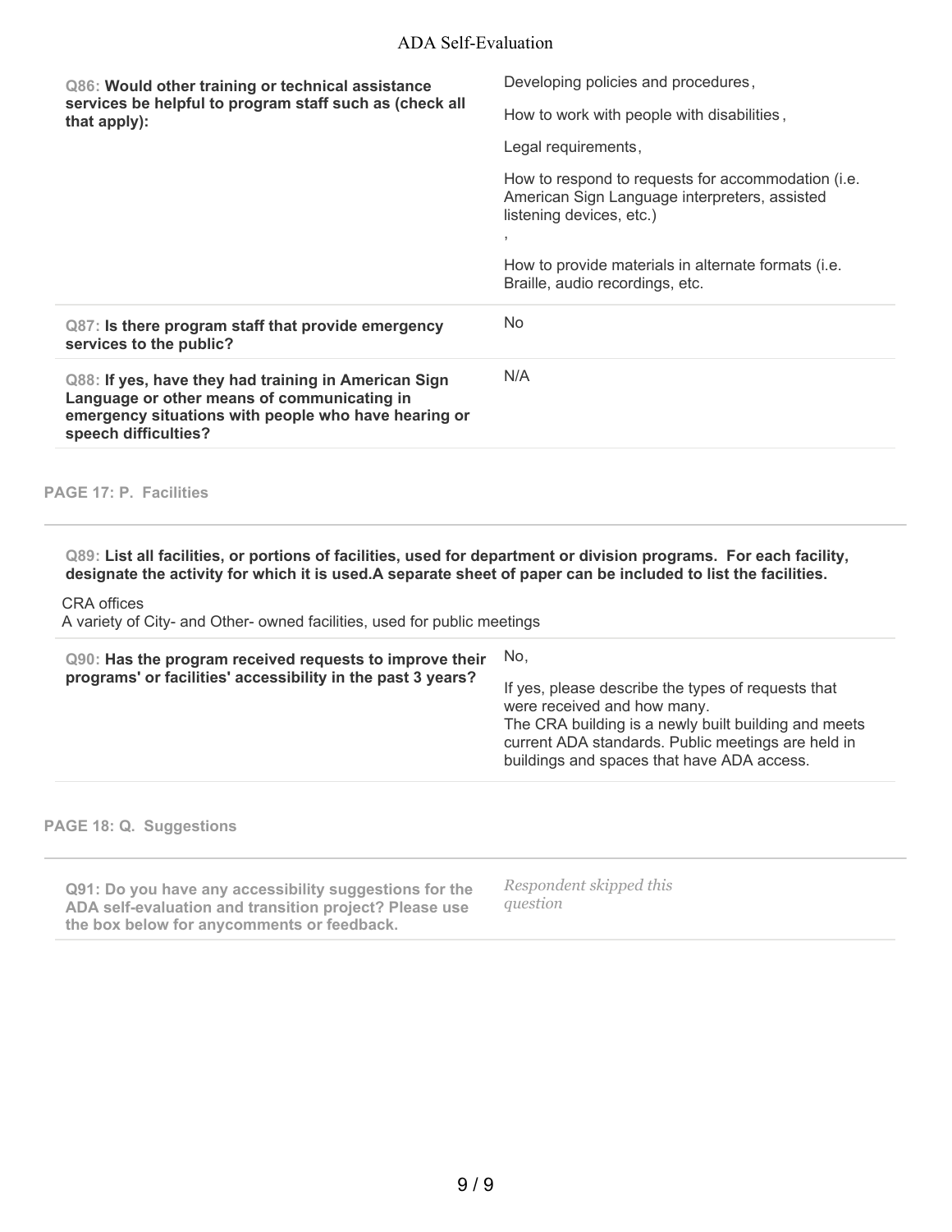| | |
|---|---|
| **Q86: Would other training or technical assistance services be helpful to program staff such as (check all that apply):** | Developing policies and procedures,<br>How to work with people with disabilities,<br>Legal requirements,<br>How to respond to requests for accommodation (i.e. American Sign Language interpreters, assisted listening devices, etc.)<br>,<br>How to provide materials in alternate formats (i.e. Braille, audio recordings, etc. |
| **Q87: Is there program staff that provide emergency services to the public?** | No |
| **Q88: If yes, have they had training in American Sign Language or other means of communicating in emergency situations with people who have hearing or speech difficulties?** | N/A |

## PAGE 17: P. Facilities

**Q89: List all facilities, or portions of facilities, used for department or division programs. For each facility, designate the activity for which it is used.A separate sheet of paper can be included to list the facilities.**

CRA offices
A variety of City- and Other- owned facilities, used for public meetings

| | |
|---|---|
| **Q90: Has the program received requests to improve their programs' or facilities' accessibility in the past 3 years?** | No,<br>If yes, please describe the types of requests that were received and how many.<br>The CRA building is a newly built building and meets current ADA standards. Public meetings are held in buildings and spaces that have ADA access. |

## PAGE 18: Q. Suggestions

| | |
|---|---|
| **Q91: Do you have any accessibility suggestions for the ADA self-evaluation and transition project? Please use the box below for anycomments or feedback.** | *Respondent skipped this question* |